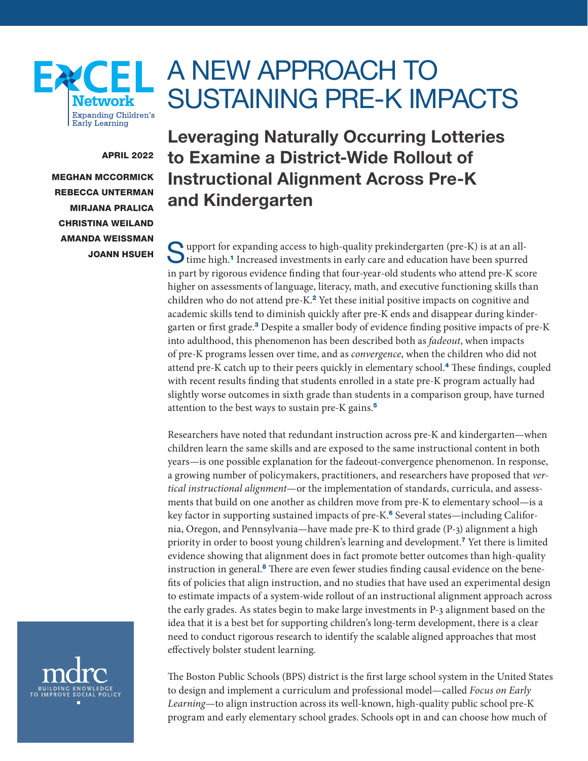# A NEW APPROACH TO SUSTAINING PRE-K IMPACTS

## Leveraging Naturally Occurring Lotteries to Examine a District-Wide Rollout of Instructional Alignment Across Pre-K and Kindergarten

APRIL 2022

MEGHAN MCCORMICK
REBECCA UNTERMAN
MIRJANA PRALICA
CHRISTINA WEILAND
AMANDA WEISSMAN
JOANN HSUEH

Support for expanding access to high-quality prekindergarten (pre-K) is at an all-time high.[1] Increased investments in early care and education have been spurred in part by rigorous evidence finding that four-year-old students who attend pre-K score higher on assessments of language, literacy, math, and executive functioning skills than children who do not attend pre-K.[2] Yet these initial positive impacts on cognitive and academic skills tend to diminish quickly after pre-K ends and disappear during kindergarten or first grade.[3] Despite a smaller body of evidence finding positive impacts of pre-K into adulthood, this phenomenon has been described both as *fadeout*, when impacts of pre-K programs lessen over time, and as *convergence*, when the children who did not attend pre-K catch up to their peers quickly in elementary school.[4] These findings, coupled with recent results finding that students enrolled in a state pre-K program actually had slightly worse outcomes in sixth grade than students in a comparison group, have turned attention to the best ways to sustain pre-K gains.[5]

Researchers have noted that redundant instruction across pre-K and kindergarten—when children learn the same skills and are exposed to the same instructional content in both years—is one possible explanation for the fadeout-convergence phenomenon. In response, a growing number of policymakers, practitioners, and researchers have proposed that *vertical instructional alignment*—or the implementation of standards, curricula, and assessments that build on one another as children move from pre-K to elementary school—is a key factor in supporting sustained impacts of pre-K.[6] Several states—including California, Oregon, and Pennsylvania—have made pre-K to third grade (P-3) alignment a high priority in order to boost young children's learning and development.[7] Yet there is limited evidence showing that alignment does in fact promote better outcomes than high-quality instruction in general.[8] There are even fewer studies finding causal evidence on the benefits of policies that align instruction, and no studies that have used an experimental design to estimate impacts of a system-wide rollout of an instructional alignment approach across the early grades. As states begin to make large investments in P-3 alignment based on the idea that it is a best bet for supporting children's long-term development, there is a clear need to conduct rigorous research to identify the scalable aligned approaches that most effectively bolster student learning.

The Boston Public Schools (BPS) district is the first large school system in the United States to design and implement a curriculum and professional model—called *Focus on Early Learning*—to align instruction across its well-known, high-quality public school pre-K program and early elementary school grades. Schools opt in and can choose how much of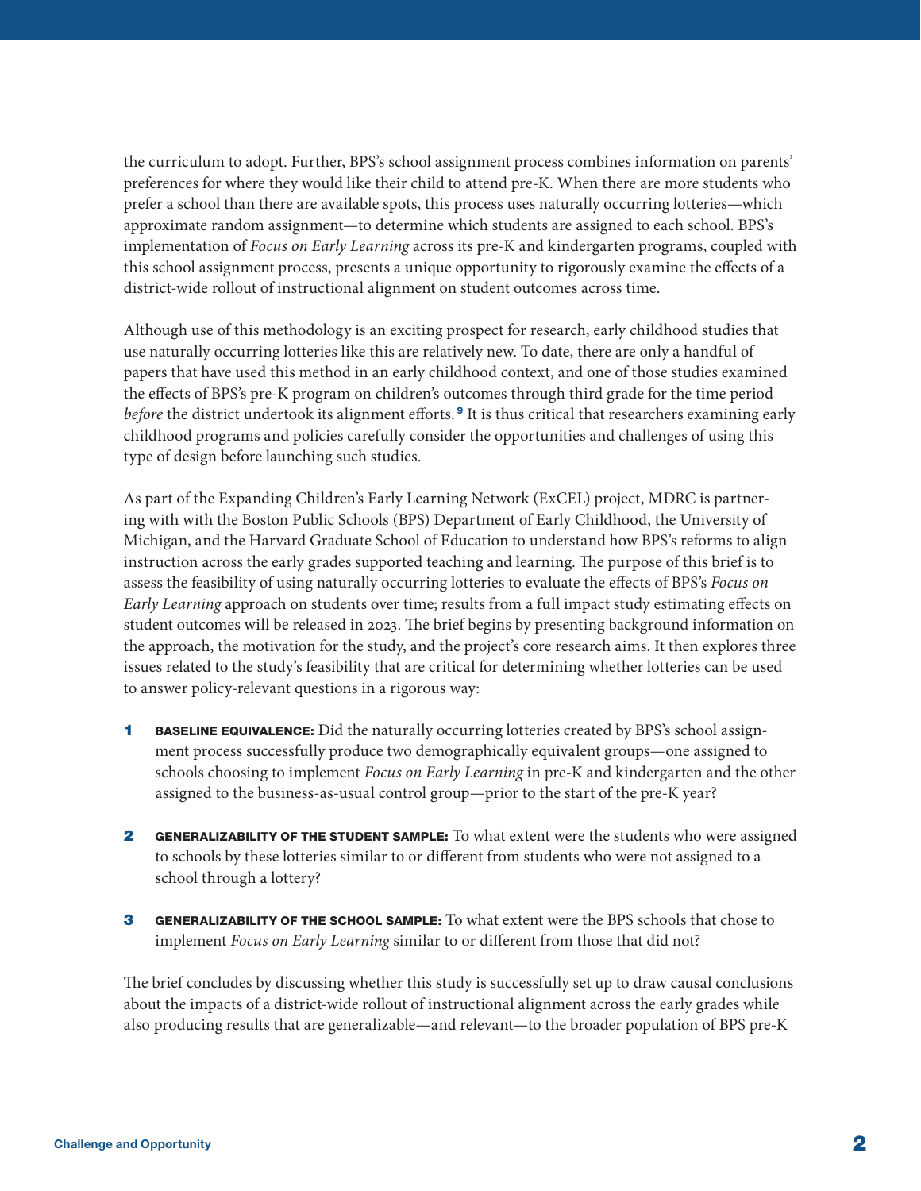the curriculum to adopt. Further, BPS's school assignment process combines information on parents' preferences for where they would like their child to attend pre-K. When there are more students who prefer a school than there are available spots, this process uses naturally occurring lotteries—which approximate random assignment—to determine which students are assigned to each school. BPS's implementation of *Focus on Early Learning* across its pre-K and kindergarten programs, coupled with this school assignment process, presents a unique opportunity to rigorously examine the effects of a district-wide rollout of instructional alignment on student outcomes across time.

Although use of this methodology is an exciting prospect for research, early childhood studies that use naturally occurring lotteries like this are relatively new. To date, there are only a handful of papers that have used this method in an early childhood context, and one of those studies examined the effects of BPS's pre-K program on children's outcomes through third grade for the time period *before* the district undertook its alignment efforts.[9] It is thus critical that researchers examining early childhood programs and policies carefully consider the opportunities and challenges of using this type of design before launching such studies.

As part of the Expanding Children's Early Learning Network (ExCEL) project, MDRC is partnering with with the Boston Public Schools (BPS) Department of Early Childhood, the University of Michigan, and the Harvard Graduate School of Education to understand how BPS's reforms to align instruction across the early grades supported teaching and learning. The purpose of this brief is to assess the feasibility of using naturally occurring lotteries to evaluate the effects of BPS's *Focus on Early Learning* approach on students over time; results from a full impact study estimating effects on student outcomes will be released in 2023. The brief begins by presenting background information on the approach, the motivation for the study, and the project's core research aims. It then explores three issues related to the study's feasibility that are critical for determining whether lotteries can be used to answer policy-relevant questions in a rigorous way:

1. **BASELINE EQUIVALENCE:** Did the naturally occurring lotteries created by BPS's school assignment process successfully produce two demographically equivalent groups—one assigned to schools choosing to implement *Focus on Early Learning* in pre-K and kindergarten and the other assigned to the business-as-usual control group—prior to the start of the pre-K year?

2. **GENERALIZABILITY OF THE STUDENT SAMPLE:** To what extent were the students who were assigned to schools by these lotteries similar to or different from students who were not assigned to a school through a lottery?

3. **GENERALIZABILITY OF THE SCHOOL SAMPLE:** To what extent were the BPS schools that chose to implement *Focus on Early Learning* similar to or different from those that did not?

The brief concludes by discussing whether this study is successfully set up to draw causal conclusions about the impacts of a district-wide rollout of instructional alignment across the early grades while also producing results that are generalizable—and relevant—to the broader population of BPS pre-K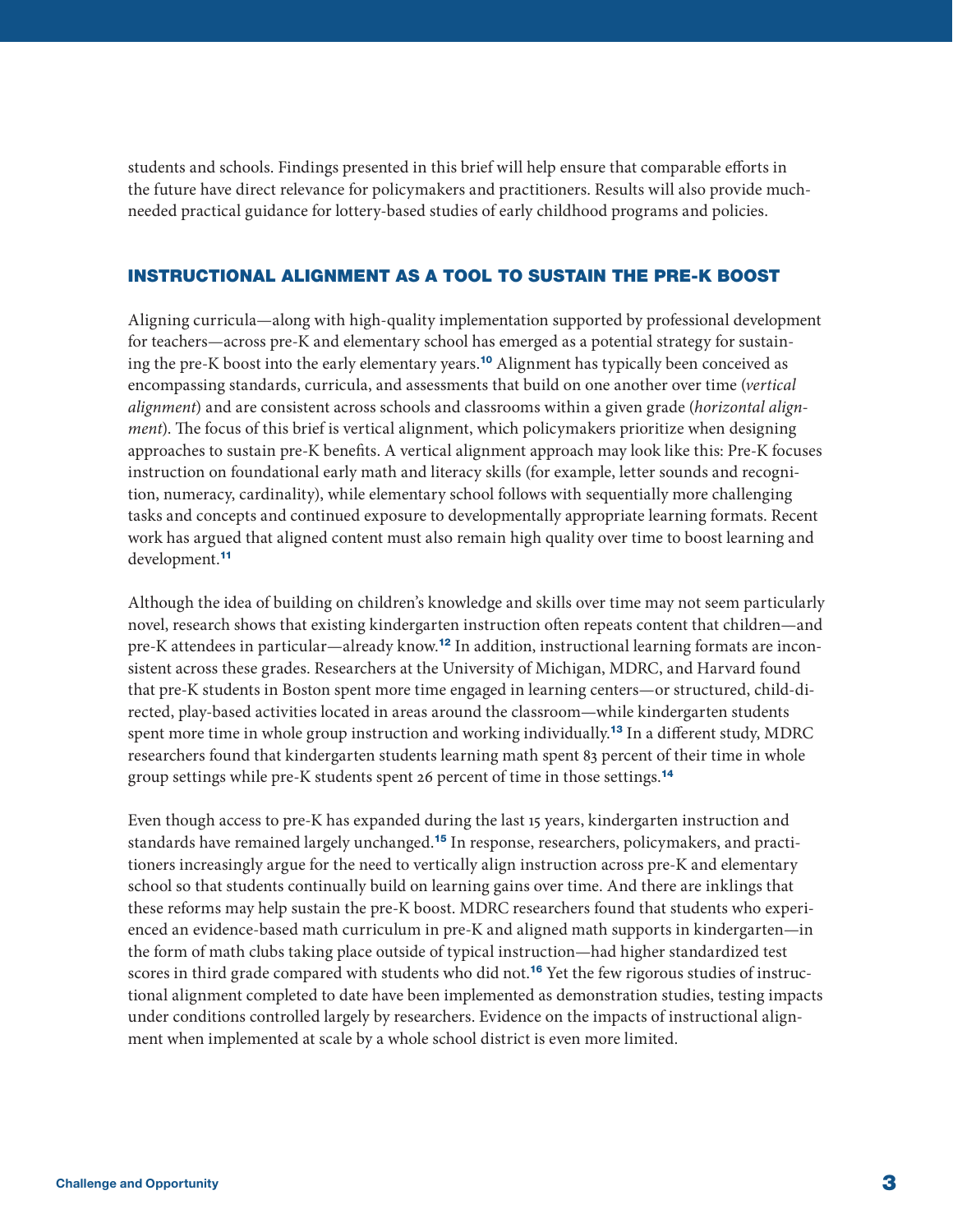students and schools. Findings presented in this brief will help ensure that comparable efforts in the future have direct relevance for policymakers and practitioners. Results will also provide much-needed practical guidance for lottery-based studies of early childhood programs and policies.

## INSTRUCTIONAL ALIGNMENT AS A TOOL TO SUSTAIN THE PRE-K BOOST

Aligning curricula—along with high-quality implementation supported by professional development for teachers—across pre-K and elementary school has emerged as a potential strategy for sustaining the pre-K boost into the early elementary years.[10] Alignment has typically been conceived as encompassing standards, curricula, and assessments that build on one another over time (*vertical alignment*) and are consistent across schools and classrooms within a given grade (*horizontal alignment*). The focus of this brief is vertical alignment, which policymakers prioritize when designing approaches to sustain pre-K benefits. A vertical alignment approach may look like this: Pre-K focuses instruction on foundational early math and literacy skills (for example, letter sounds and recognition, numeracy, cardinality), while elementary school follows with sequentially more challenging tasks and concepts and continued exposure to developmentally appropriate learning formats. Recent work has argued that aligned content must also remain high quality over time to boost learning and development.[11]

Although the idea of building on children's knowledge and skills over time may not seem particularly novel, research shows that existing kindergarten instruction often repeats content that children—and pre-K attendees in particular—already know.[12] In addition, instructional learning formats are inconsistent across these grades. Researchers at the University of Michigan, MDRC, and Harvard found that pre-K students in Boston spent more time engaged in learning centers—or structured, child-directed, play-based activities located in areas around the classroom—while kindergarten students spent more time in whole group instruction and working individually.[13] In a different study, MDRC researchers found that kindergarten students learning math spent 83 percent of their time in whole group settings while pre-K students spent 26 percent of time in those settings.[14]

Even though access to pre-K has expanded during the last 15 years, kindergarten instruction and standards have remained largely unchanged.[15] In response, researchers, policymakers, and practitioners increasingly argue for the need to vertically align instruction across pre-K and elementary school so that students continually build on learning gains over time. And there are inklings that these reforms may help sustain the pre-K boost. MDRC researchers found that students who experienced an evidence-based math curriculum in pre-K and aligned math supports in kindergarten—in the form of math clubs taking place outside of typical instruction—had higher standardized test scores in third grade compared with students who did not.[16] Yet the few rigorous studies of instructional alignment completed to date have been implemented as demonstration studies, testing impacts under conditions controlled largely by researchers. Evidence on the impacts of instructional alignment when implemented at scale by a whole school district is even more limited.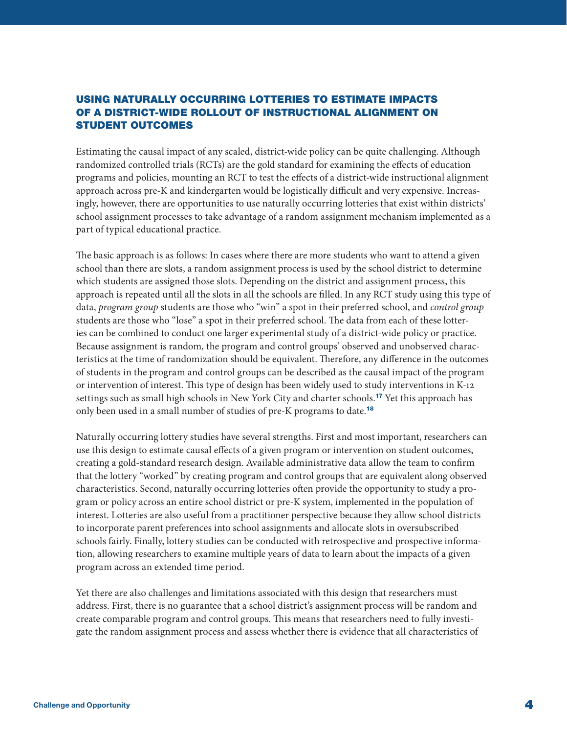### USING NATURALLY OCCURRING LOTTERIES TO ESTIMATE IMPACTS OF A DISTRICT-WIDE ROLLOUT OF INSTRUCTIONAL ALIGNMENT ON STUDENT OUTCOMES

Estimating the causal impact of any scaled, district-wide policy can be quite challenging. Although randomized controlled trials (RCTs) are the gold standard for examining the effects of education programs and policies, mounting an RCT to test the effects of a district-wide instructional alignment approach across pre-K and kindergarten would be logistically difficult and very expensive. Increasingly, however, there are opportunities to use naturally occurring lotteries that exist within districts' school assignment processes to take advantage of a random assignment mechanism implemented as a part of typical educational practice.

The basic approach is as follows: In cases where there are more students who want to attend a given school than there are slots, a random assignment process is used by the school district to determine which students are assigned those slots. Depending on the district and assignment process, this approach is repeated until all the slots in all the schools are filled. In any RCT study using this type of data, *program group* students are those who "win" a spot in their preferred school, and *control group* students are those who "lose" a spot in their preferred school. The data from each of these lotteries can be combined to conduct one larger experimental study of a district-wide policy or practice. Because assignment is random, the program and control groups' observed and unobserved characteristics at the time of randomization should be equivalent. Therefore, any difference in the outcomes of students in the program and control groups can be described as the causal impact of the program or intervention of interest. This type of design has been widely used to study interventions in K-12 settings such as small high schools in New York City and charter schools.[17] Yet this approach has only been used in a small number of studies of pre-K programs to date.[18]

Naturally occurring lottery studies have several strengths. First and most important, researchers can use this design to estimate causal effects of a given program or intervention on student outcomes, creating a gold-standard research design. Available administrative data allow the team to confirm that the lottery "worked" by creating program and control groups that are equivalent along observed characteristics. Second, naturally occurring lotteries often provide the opportunity to study a program or policy across an entire school district or pre-K system, implemented in the population of interest. Lotteries are also useful from a practitioner perspective because they allow school districts to incorporate parent preferences into school assignments and allocate slots in oversubscribed schools fairly. Finally, lottery studies can be conducted with retrospective and prospective information, allowing researchers to examine multiple years of data to learn about the impacts of a given program across an extended time period.

Yet there are also challenges and limitations associated with this design that researchers must address. First, there is no guarantee that a school district's assignment process will be random and create comparable program and control groups. This means that researchers need to fully investigate the random assignment process and assess whether there is evidence that all characteristics of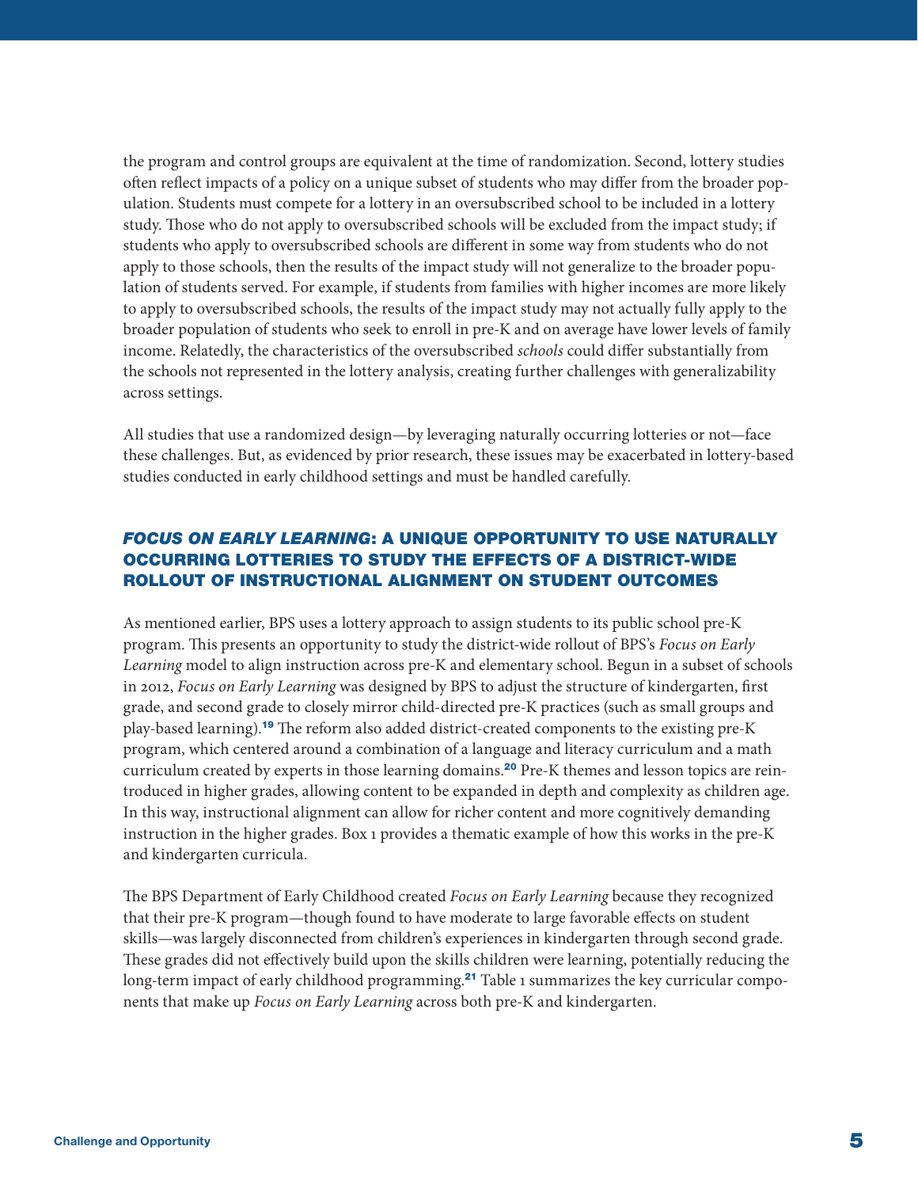the program and control groups are equivalent at the time of randomization. Second, lottery studies often reflect impacts of a policy on a unique subset of students who may differ from the broader population. Students must compete for a lottery in an oversubscribed school to be included in a lottery study. Those who do not apply to oversubscribed schools will be excluded from the impact study; if students who apply to oversubscribed schools are different in some way from students who do not apply to those schools, then the results of the impact study will not generalize to the broader population of students served. For example, if students from families with higher incomes are more likely to apply to oversubscribed schools, the results of the impact study may not actually fully apply to the broader population of students who seek to enroll in pre-K and on average have lower levels of family income. Relatedly, the characteristics of the oversubscribed *schools* could differ substantially from the schools not represented in the lottery analysis, creating further challenges with generalizability across settings.

All studies that use a randomized design—by leveraging naturally occurring lotteries or not—face these challenges. But, as evidenced by prior research, these issues may be exacerbated in lottery-based studies conducted in early childhood settings and must be handled carefully.

## *FOCUS ON EARLY LEARNING*: A UNIQUE OPPORTUNITY TO USE NATURALLY OCCURRING LOTTERIES TO STUDY THE EFFECTS OF A DISTRICT-WIDE ROLLOUT OF INSTRUCTIONAL ALIGNMENT ON STUDENT OUTCOMES

As mentioned earlier, BPS uses a lottery approach to assign students to its public school pre-K program. This presents an opportunity to study the district-wide rollout of BPS's *Focus on Early Learning* model to align instruction across pre-K and elementary school. Begun in a subset of schools in 2012, *Focus on Early Learning* was designed by BPS to adjust the structure of kindergarten, first grade, and second grade to closely mirror child-directed pre-K practices (such as small groups and play-based learning).[19] The reform also added district-created components to the existing pre-K program, which centered around a combination of a language and literacy curriculum and a math curriculum created by experts in those learning domains.[20] Pre-K themes and lesson topics are reintroduced in higher grades, allowing content to be expanded in depth and complexity as children age. In this way, instructional alignment can allow for richer content and more cognitively demanding instruction in the higher grades. Box 1 provides a thematic example of how this works in the pre-K and kindergarten curricula.

The BPS Department of Early Childhood created *Focus on Early Learning* because they recognized that their pre-K program—though found to have moderate to large favorable effects on student skills—was largely disconnected from children's experiences in kindergarten through second grade. These grades did not effectively build upon the skills children were learning, potentially reducing the long-term impact of early childhood programming.[21] Table 1 summarizes the key curricular components that make up *Focus on Early Learning* across both pre-K and kindergarten.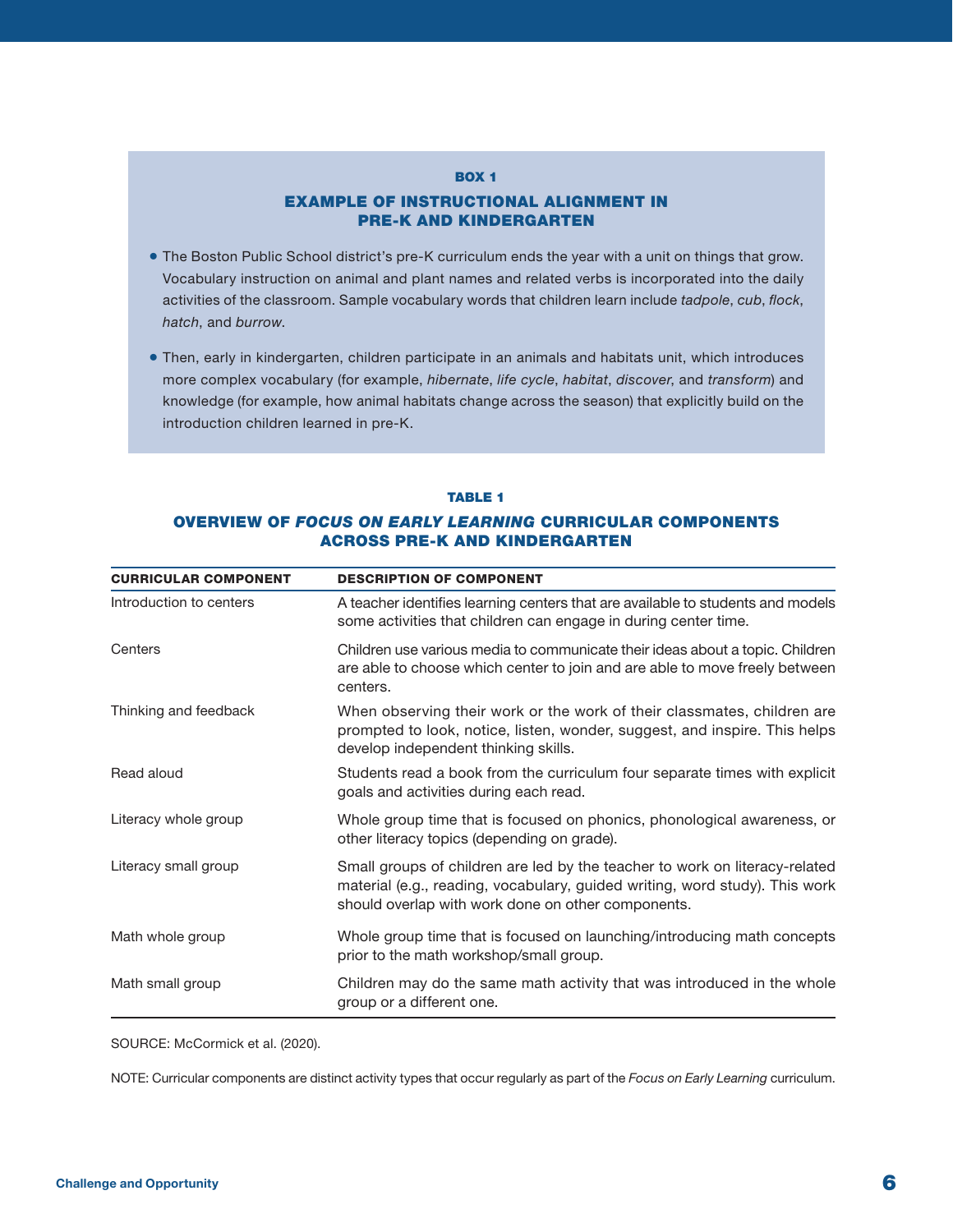### BOX 1

### EXAMPLE OF INSTRUCTIONAL ALIGNMENT IN PRE-K AND KINDERGARTEN

- The Boston Public School district's pre-K curriculum ends the year with a unit on things that grow. Vocabulary instruction on animal and plant names and related verbs is incorporated into the daily activities of the classroom. Sample vocabulary words that children learn include *tadpole*, *cub*, *flock*, *hatch*, and *burrow*.
- Then, early in kindergarten, children participate in an animals and habitats unit, which introduces more complex vocabulary (for example, *hibernate*, *life cycle*, *habitat*, *discover*, and *transform*) and knowledge (for example, how animal habitats change across the season) that explicitly build on the introduction children learned in pre-K.

### TABLE 1

### OVERVIEW OF *FOCUS ON EARLY LEARNING* CURRICULAR COMPONENTS ACROSS PRE-K AND KINDERGARTEN

| CURRICULAR COMPONENT | DESCRIPTION OF COMPONENT |
|---|---|
| Introduction to centers | A teacher identifies learning centers that are available to students and models some activities that children can engage in during center time. |
| Centers | Children use various media to communicate their ideas about a topic. Children are able to choose which center to join and are able to move freely between centers. |
| Thinking and feedback | When observing their work or the work of their classmates, children are prompted to look, notice, listen, wonder, suggest, and inspire. This helps develop independent thinking skills. |
| Read aloud | Students read a book from the curriculum four separate times with explicit goals and activities during each read. |
| Literacy whole group | Whole group time that is focused on phonics, phonological awareness, or other literacy topics (depending on grade). |
| Literacy small group | Small groups of children are led by the teacher to work on literacy-related material (e.g., reading, vocabulary, guided writing, word study). This work should overlap with work done on other components. |
| Math whole group | Whole group time that is focused on launching/introducing math concepts prior to the math workshop/small group. |
| Math small group | Children may do the same math activity that was introduced in the whole group or a different one. |

SOURCE: McCormick et al. (2020).

NOTE: Curricular components are distinct activity types that occur regularly as part of the *Focus on Early Learning* curriculum.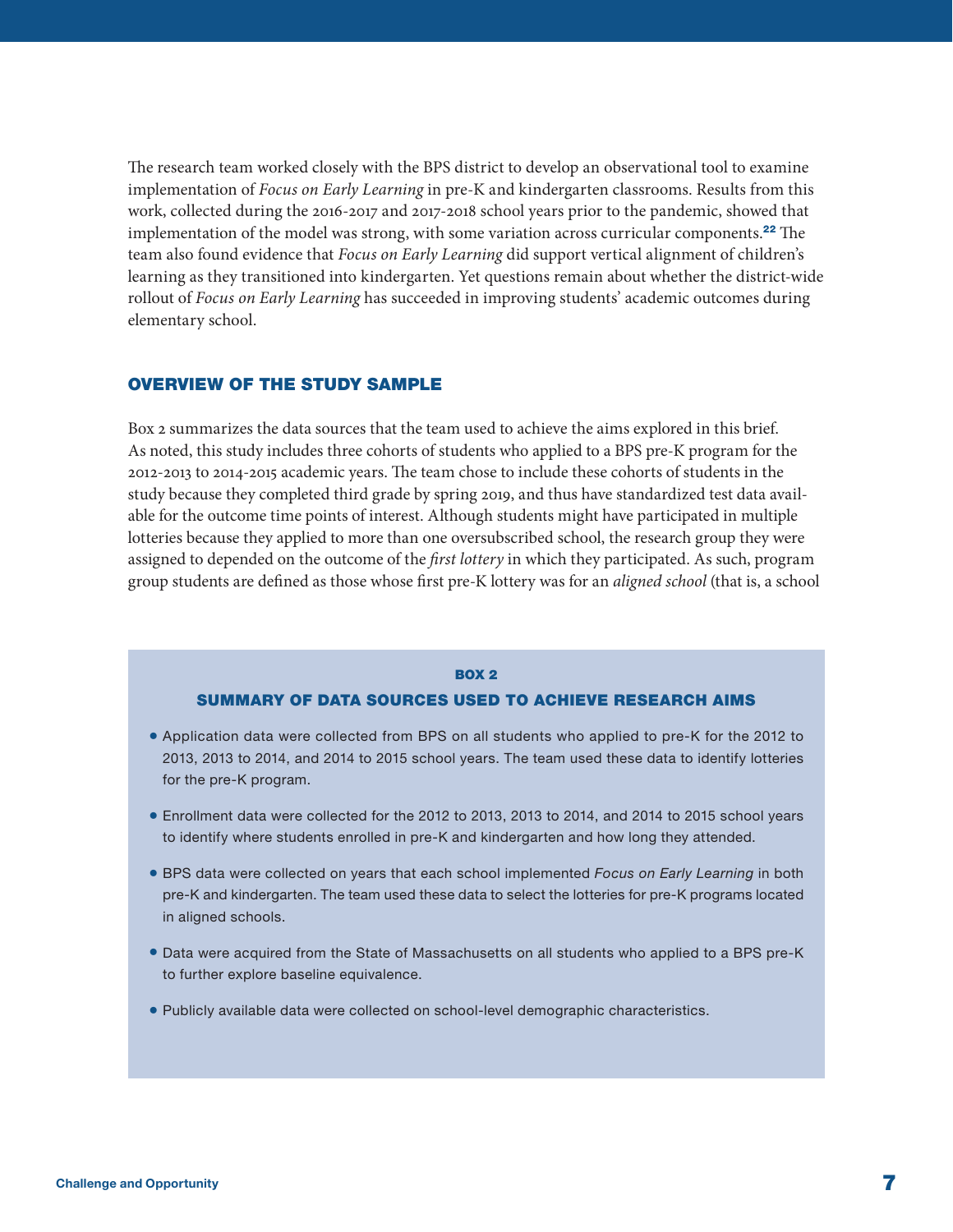The research team worked closely with the BPS district to develop an observational tool to examine implementation of *Focus on Early Learning* in pre-K and kindergarten classrooms. Results from this work, collected during the 2016-2017 and 2017-2018 school years prior to the pandemic, showed that implementation of the model was strong, with some variation across curricular components.[22] The team also found evidence that *Focus on Early Learning* did support vertical alignment of children's learning as they transitioned into kindergarten. Yet questions remain about whether the district-wide rollout of *Focus on Early Learning* has succeeded in improving students' academic outcomes during elementary school.

## OVERVIEW OF THE STUDY SAMPLE

Box 2 summarizes the data sources that the team used to achieve the aims explored in this brief. As noted, this study includes three cohorts of students who applied to a BPS pre-K program for the 2012-2013 to 2014-2015 academic years. The team chose to include these cohorts of students in the study because they completed third grade by spring 2019, and thus have standardized test data available for the outcome time points of interest. Although students might have participated in multiple lotteries because they applied to more than one oversubscribed school, the research group they were assigned to depended on the outcome of the *first lottery* in which they participated. As such, program group students are defined as those whose first pre-K lottery was for an *aligned school* (that is, a school

> **BOX 2**
>
> **SUMMARY OF DATA SOURCES USED TO ACHIEVE RESEARCH AIMS**
>
> - Application data were collected from BPS on all students who applied to pre-K for the 2012 to 2013, 2013 to 2014, and 2014 to 2015 school years. The team used these data to identify lotteries for the pre-K program.
> - Enrollment data were collected for the 2012 to 2013, 2013 to 2014, and 2014 to 2015 school years to identify where students enrolled in pre-K and kindergarten and how long they attended.
> - BPS data were collected on years that each school implemented *Focus on Early Learning* in both pre-K and kindergarten. The team used these data to select the lotteries for pre-K programs located in aligned schools.
> - Data were acquired from the State of Massachusetts on all students who applied to a BPS pre-K to further explore baseline equivalence.
> - Publicly available data were collected on school-level demographic characteristics.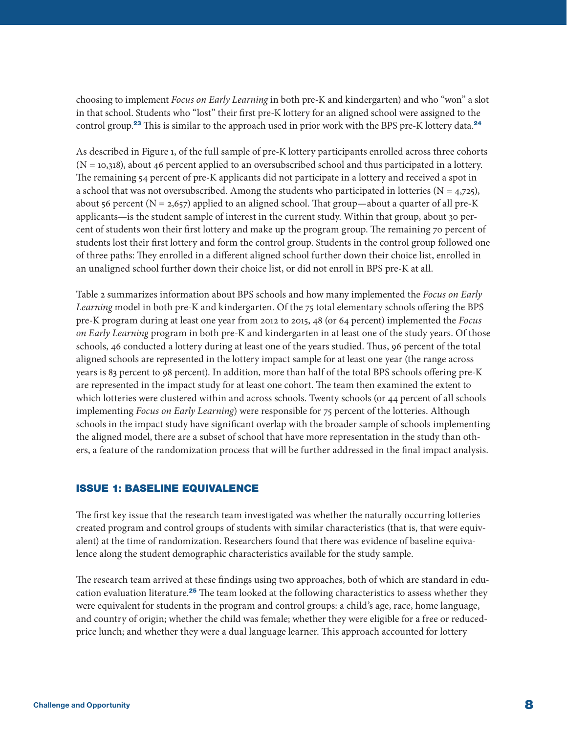choosing to implement *Focus on Early Learning* in both pre-K and kindergarten) and who "won" a slot in that school. Students who "lost" their first pre-K lottery for an aligned school were assigned to the control group.[23] This is similar to the approach used in prior work with the BPS pre-K lottery data.[24]

As described in Figure 1, of the full sample of pre-K lottery participants enrolled across three cohorts (N = 10,318), about 46 percent applied to an oversubscribed school and thus participated in a lottery. The remaining 54 percent of pre-K applicants did not participate in a lottery and received a spot in a school that was not oversubscribed. Among the students who participated in lotteries (N = 4,725), about 56 percent (N = 2,657) applied to an aligned school. That group—about a quarter of all pre-K applicants—is the student sample of interest in the current study. Within that group, about 30 percent of students won their first lottery and make up the program group. The remaining 70 percent of students lost their first lottery and form the control group. Students in the control group followed one of three paths: They enrolled in a different aligned school further down their choice list, enrolled in an unaligned school further down their choice list, or did not enroll in BPS pre-K at all.

Table 2 summarizes information about BPS schools and how many implemented the *Focus on Early Learning* model in both pre-K and kindergarten. Of the 75 total elementary schools offering the BPS pre-K program during at least one year from 2012 to 2015, 48 (or 64 percent) implemented the *Focus on Early Learning* program in both pre-K and kindergarten in at least one of the study years. Of those schools, 46 conducted a lottery during at least one of the years studied. Thus, 96 percent of the total aligned schools are represented in the lottery impact sample for at least one year (the range across years is 83 percent to 98 percent). In addition, more than half of the total BPS schools offering pre-K are represented in the impact study for at least one cohort. The team then examined the extent to which lotteries were clustered within and across schools. Twenty schools (or 44 percent of all schools implementing *Focus on Early Learning*) were responsible for 75 percent of the lotteries. Although schools in the impact study have significant overlap with the broader sample of schools implementing the aligned model, there are a subset of school that have more representation in the study than others, a feature of the randomization process that will be further addressed in the final impact analysis.

## ISSUE 1: BASELINE EQUIVALENCE

The first key issue that the research team investigated was whether the naturally occurring lotteries created program and control groups of students with similar characteristics (that is, that were equivalent) at the time of randomization. Researchers found that there was evidence of baseline equivalence along the student demographic characteristics available for the study sample.

The research team arrived at these findings using two approaches, both of which are standard in education evaluation literature.[25] The team looked at the following characteristics to assess whether they were equivalent for students in the program and control groups: a child's age, race, home language, and country of origin; whether the child was female; whether they were eligible for a free or reduced-price lunch; and whether they were a dual language learner. This approach accounted for lottery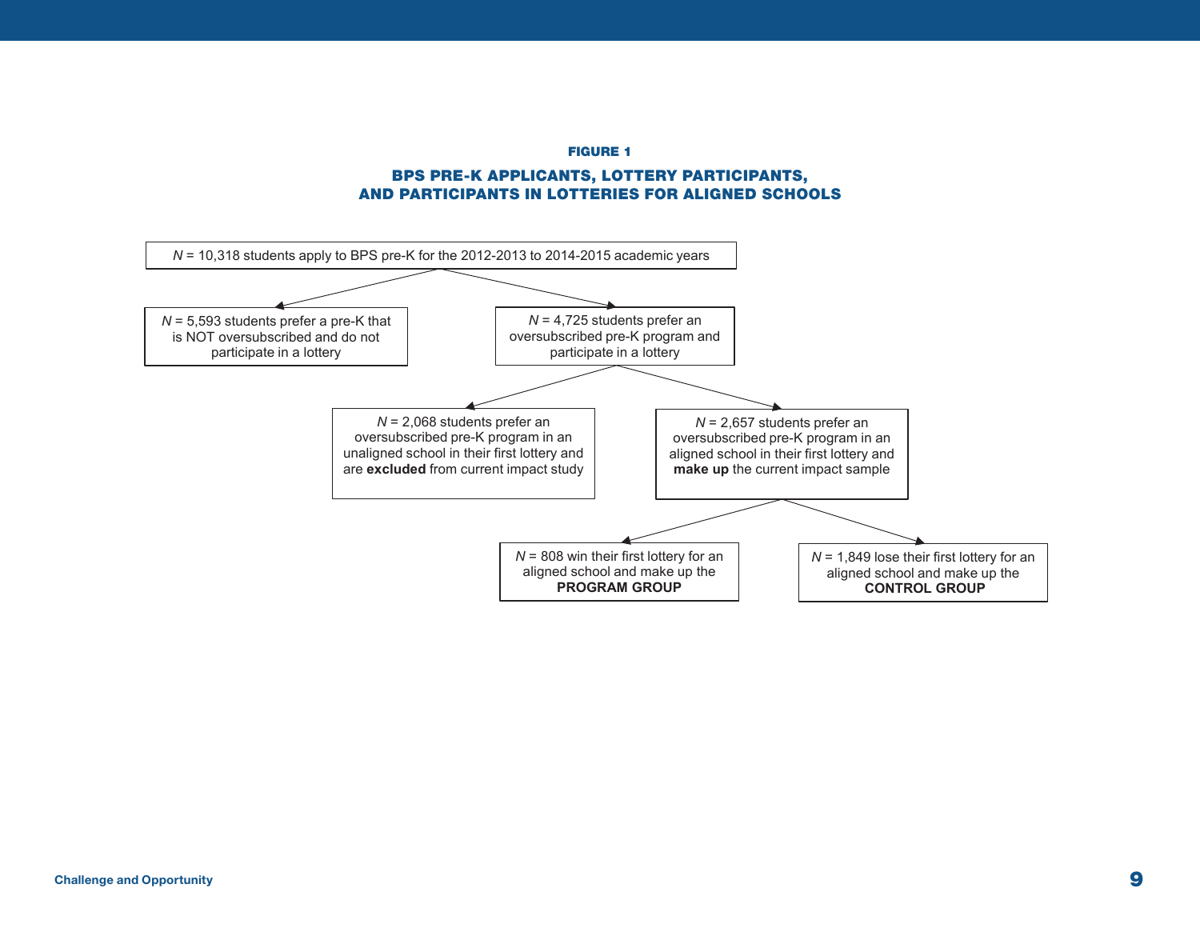**FIGURE 1**

**BPS PRE-K APPLICANTS, LOTTERY PARTICIPANTS, AND PARTICIPANTS IN LOTTERIES FOR ALIGNED SCHOOLS**

*N* = 10,318 students apply to BPS pre-K for the 2012-2013 to 2014-2015 academic years

- *N* = 5,593 students prefer a pre-K that is NOT oversubscribed and do not participate in a lottery
- *N* = 4,725 students prefer an oversubscribed pre-K program and participate in a lottery
  - *N* = 2,068 students prefer an oversubscribed pre-K program in an unaligned school in their first lottery and are **excluded** from current impact study
  - *N* = 2,657 students prefer an oversubscribed pre-K program in an aligned school in their first lottery and **make up** the current impact sample
    - *N* = 808 win their first lottery for an aligned school and make up the **PROGRAM GROUP**
    - *N* = 1,849 lose their first lottery for an aligned school and make up the **CONTROL GROUP**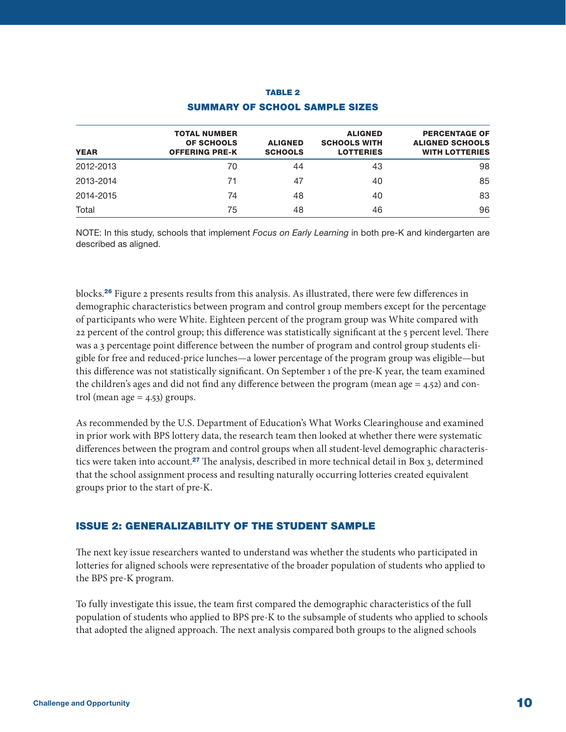**TABLE 2**

**SUMMARY OF SCHOOL SAMPLE SIZES**

| YEAR | TOTAL NUMBER OF SCHOOLS OFFERING PRE-K | ALIGNED SCHOOLS | ALIGNED SCHOOLS WITH LOTTERIES | PERCENTAGE OF ALIGNED SCHOOLS WITH LOTTERIES |
|---|---|---|---|---|
| 2012-2013 | 70 | 44 | 43 | 98 |
| 2013-2014 | 71 | 47 | 40 | 85 |
| 2014-2015 | 74 | 48 | 40 | 83 |
| Total | 75 | 48 | 46 | 96 |

NOTE: In this study, schools that implement *Focus on Early Learning* in both pre-K and kindergarten are described as aligned.

blocks.[26] Figure 2 presents results from this analysis. As illustrated, there were few differences in demographic characteristics between program and control group members except for the percentage of participants who were White. Eighteen percent of the program group was White compared with 22 percent of the control group; this difference was statistically significant at the 5 percent level. There was a 3 percentage point difference between the number of program and control group students eligible for free and reduced-price lunches—a lower percentage of the program group was eligible—but this difference was not statistically significant. On September 1 of the pre-K year, the team examined the children's ages and did not find any difference between the program (mean age = 4.52) and control (mean age = 4.53) groups.

As recommended by the U.S. Department of Education's What Works Clearinghouse and examined in prior work with BPS lottery data, the research team then looked at whether there were systematic differences between the program and control groups when all student-level demographic characteristics were taken into account.[27] The analysis, described in more technical detail in Box 3, determined that the school assignment process and resulting naturally occurring lotteries created equivalent groups prior to the start of pre-K.

## ISSUE 2: GENERALIZABILITY OF THE STUDENT SAMPLE

The next key issue researchers wanted to understand was whether the students who participated in lotteries for aligned schools were representative of the broader population of students who applied to the BPS pre-K program.

To fully investigate this issue, the team first compared the demographic characteristics of the full population of students who applied to BPS pre-K to the subsample of students who applied to schools that adopted the aligned approach. The next analysis compared both groups to the aligned schools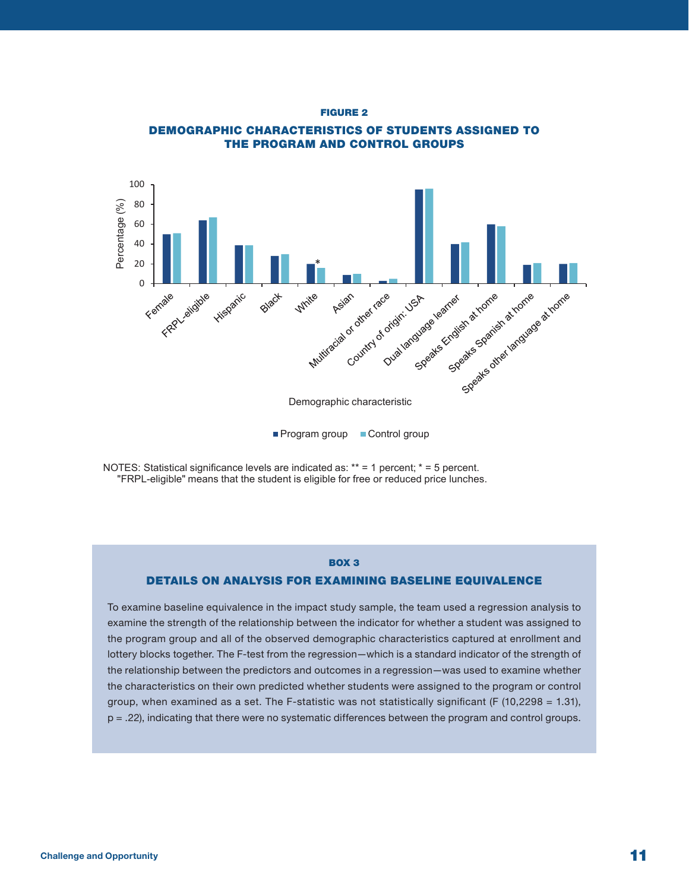**FIGURE 2**

**DEMOGRAPHIC CHARACTERISTICS OF STUDENTS ASSIGNED TO THE PROGRAM AND CONTROL GROUPS**

NOTES: Statistical significance levels are indicated as: ** = 1 percent; * = 5 percent.
"FRPL-eligible" means that the student is eligible for free or reduced price lunches.

### BOX 3

### DETAILS ON ANALYSIS FOR EXAMINING BASELINE EQUIVALENCE

To examine baseline equivalence in the impact study sample, the team used a regression analysis to examine the strength of the relationship between the indicator for whether a student was assigned to the program group and all of the observed demographic characteristics captured at enrollment and lottery blocks together. The F-test from the regression—which is a standard indicator of the strength of the relationship between the predictors and outcomes in a regression—was used to examine whether the characteristics on their own predicted whether students were assigned to the program or control group, when examined as a set. The F-statistic was not statistically significant ($F(10,2298) = 1.31$), $p = .22$), indicating that there were no systematic differences between the program and control groups.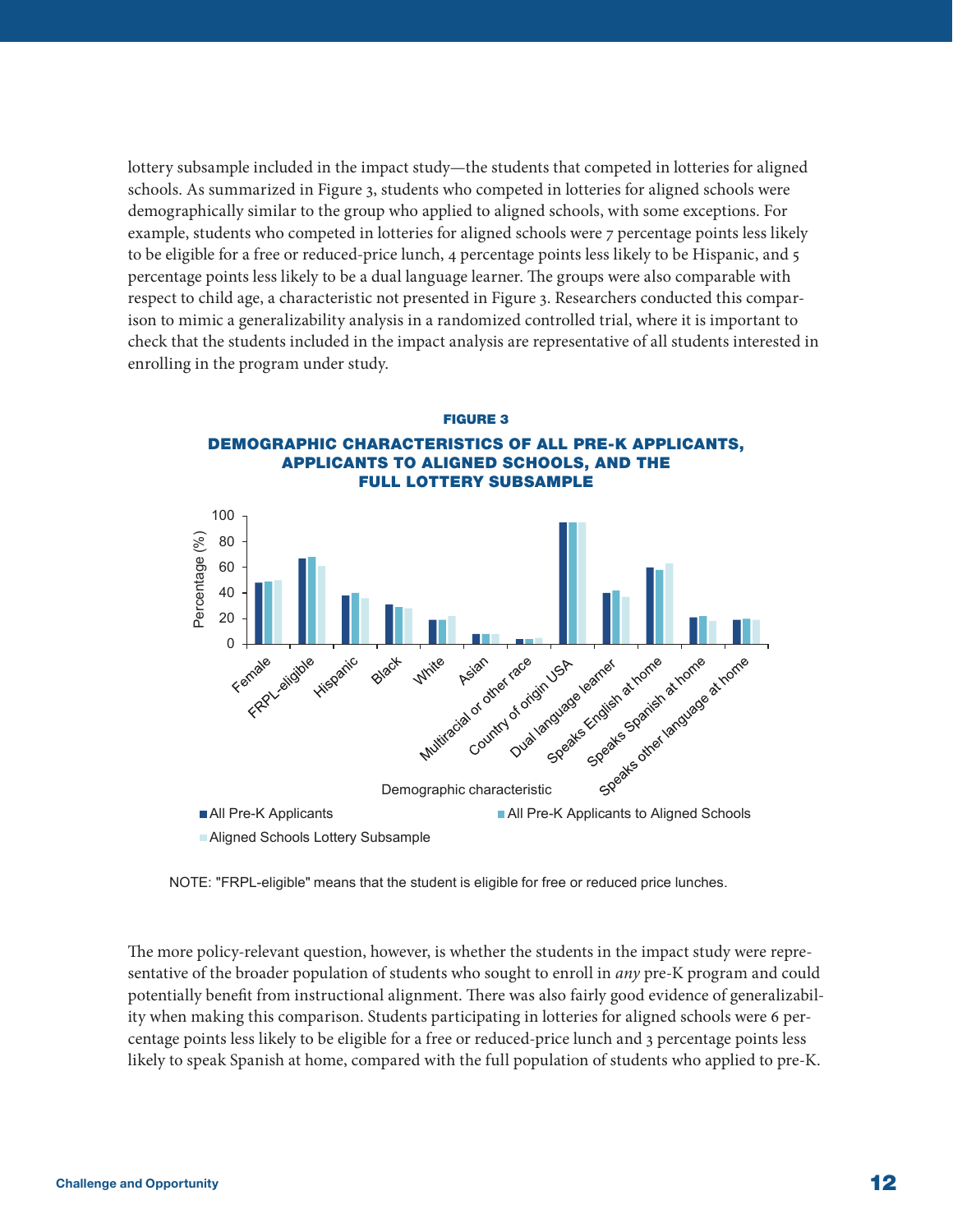lottery subsample included in the impact study—the students that competed in lotteries for aligned schools. As summarized in Figure 3, students who competed in lotteries for aligned schools were demographically similar to the group who applied to aligned schools, with some exceptions. For example, students who competed in lotteries for aligned schools were 7 percentage points less likely to be eligible for a free or reduced-price lunch, 4 percentage points less likely to be Hispanic, and 5 percentage points less likely to be a dual language learner. The groups were also comparable with respect to child age, a characteristic not presented in Figure 3. Researchers conducted this comparison to mimic a generalizability analysis in a randomized controlled trial, where it is important to check that the students included in the impact analysis are representative of all students interested in enrolling in the program under study.

**FIGURE 3**

**DEMOGRAPHIC CHARACTERISTICS OF ALL PRE-K APPLICANTS, APPLICANTS TO ALIGNED SCHOOLS, AND THE FULL LOTTERY SUBSAMPLE**

NOTE: "FRPL-eligible" means that the student is eligible for free or reduced price lunches.

The more policy-relevant question, however, is whether the students in the impact study were representative of the broader population of students who sought to enroll in *any* pre-K program and could potentially benefit from instructional alignment. There was also fairly good evidence of generalizability when making this comparison. Students participating in lotteries for aligned schools were 6 percentage points less likely to be eligible for a free or reduced-price lunch and 3 percentage points less likely to speak Spanish at home, compared with the full population of students who applied to pre-K.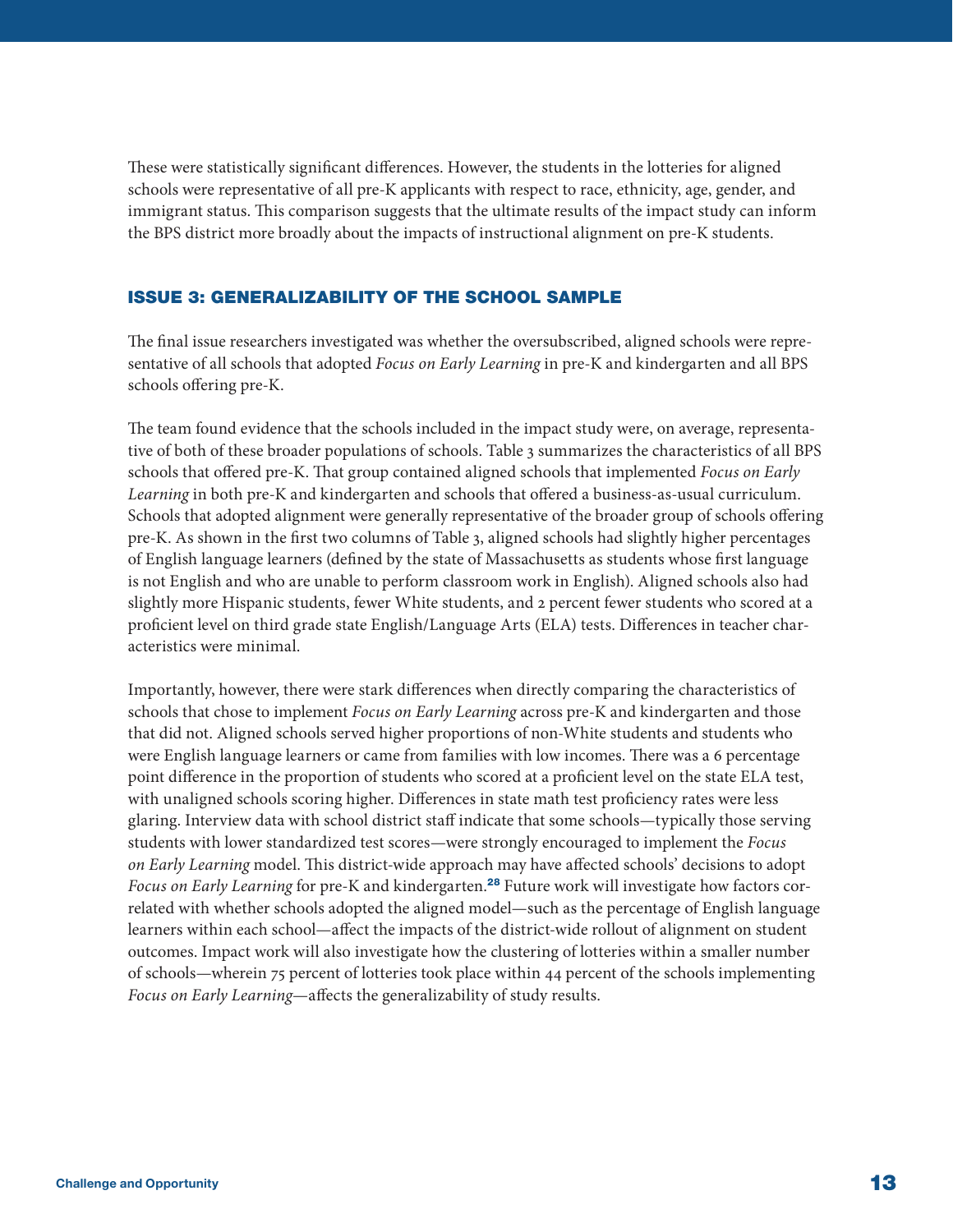These were statistically significant differences. However, the students in the lotteries for aligned schools were representative of all pre-K applicants with respect to race, ethnicity, age, gender, and immigrant status. This comparison suggests that the ultimate results of the impact study can inform the BPS district more broadly about the impacts of instructional alignment on pre-K students.

## ISSUE 3: GENERALIZABILITY OF THE SCHOOL SAMPLE

The final issue researchers investigated was whether the oversubscribed, aligned schools were representative of all schools that adopted *Focus on Early Learning* in pre-K and kindergarten and all BPS schools offering pre-K.

The team found evidence that the schools included in the impact study were, on average, representative of both of these broader populations of schools. Table 3 summarizes the characteristics of all BPS schools that offered pre-K. That group contained aligned schools that implemented *Focus on Early Learning* in both pre-K and kindergarten and schools that offered a business-as-usual curriculum. Schools that adopted alignment were generally representative of the broader group of schools offering pre-K. As shown in the first two columns of Table 3, aligned schools had slightly higher percentages of English language learners (defined by the state of Massachusetts as students whose first language is not English and who are unable to perform classroom work in English). Aligned schools also had slightly more Hispanic students, fewer White students, and 2 percent fewer students who scored at a proficient level on third grade state English/Language Arts (ELA) tests. Differences in teacher characteristics were minimal.

Importantly, however, there were stark differences when directly comparing the characteristics of schools that chose to implement *Focus on Early Learning* across pre-K and kindergarten and those that did not. Aligned schools served higher proportions of non-White students and students who were English language learners or came from families with low incomes. There was a 6 percentage point difference in the proportion of students who scored at a proficient level on the state ELA test, with unaligned schools scoring higher. Differences in state math test proficiency rates were less glaring. Interview data with school district staff indicate that some schools—typically those serving students with lower standardized test scores—were strongly encouraged to implement the *Focus on Early Learning* model. This district-wide approach may have affected schools' decisions to adopt *Focus on Early Learning* for pre-K and kindergarten.[28] Future work will investigate how factors correlated with whether schools adopted the aligned model—such as the percentage of English language learners within each school—affect the impacts of the district-wide rollout of alignment on student outcomes. Impact work will also investigate how the clustering of lotteries within a smaller number of schools—wherein 75 percent of lotteries took place within 44 percent of the schools implementing *Focus on Early Learning*—affects the generalizability of study results.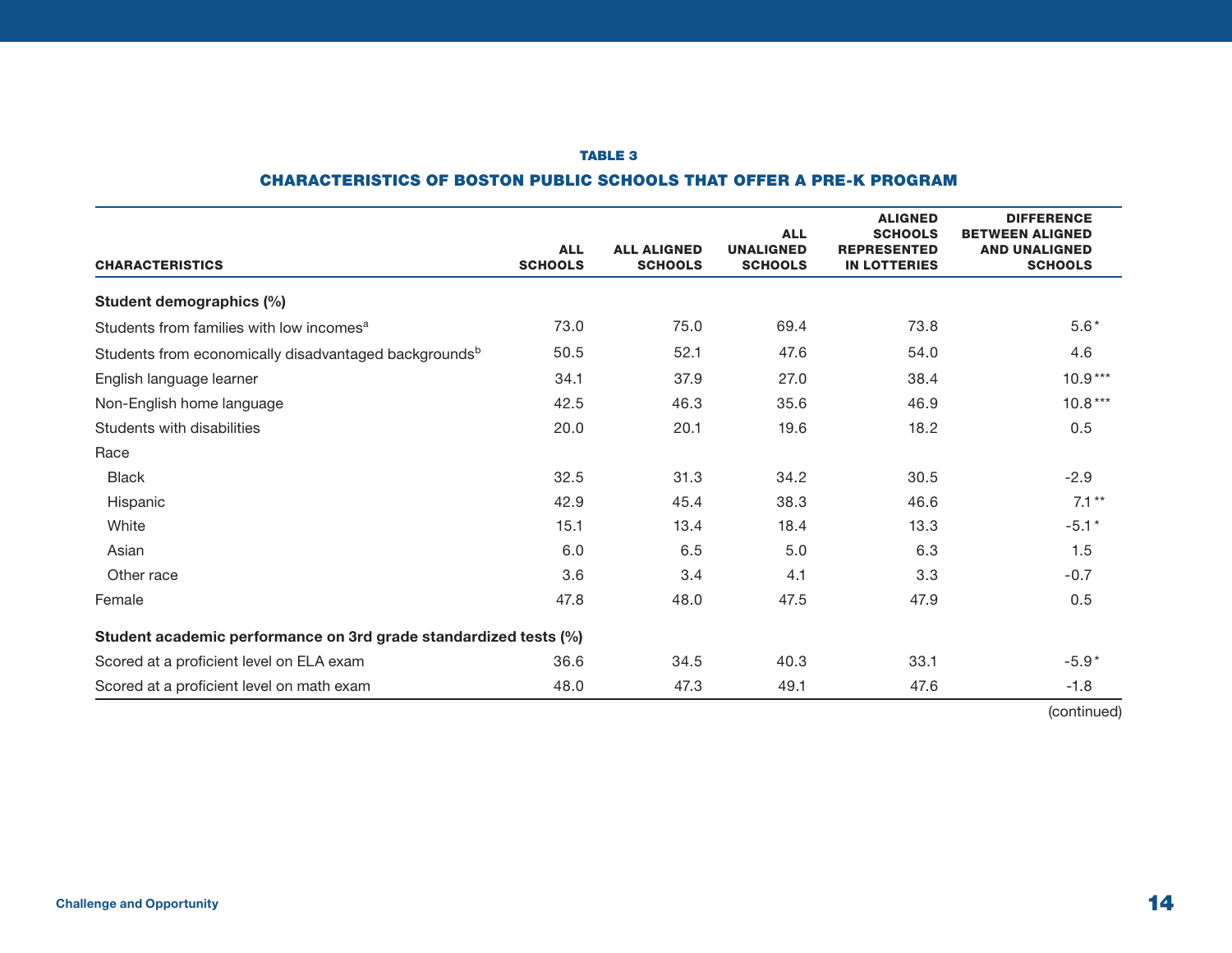**TABLE 3**

**CHARACTERISTICS OF BOSTON PUBLIC SCHOOLS THAT OFFER A PRE-K PROGRAM**

| CHARACTERISTICS | ALL SCHOOLS | ALL ALIGNED SCHOOLS | ALL UNALIGNED SCHOOLS | ALIGNED SCHOOLS REPRESENTED IN LOTTERIES | DIFFERENCE BETWEEN ALIGNED AND UNALIGNED SCHOOLS |
|---|---|---|---|---|---|
| **Student demographics (%)** | | | | | |
| Students from families with low incomes[a] | 73.0 | 75.0 | 69.4 | 73.8 | 5.6* |
| Students from economically disadvantaged backgrounds[b] | 50.5 | 52.1 | 47.6 | 54.0 | 4.6 |
| English language learner | 34.1 | 37.9 | 27.0 | 38.4 | 10.9*** |
| Non-English home language | 42.5 | 46.3 | 35.6 | 46.9 | 10.8*** |
| Students with disabilities | 20.0 | 20.1 | 19.6 | 18.2 | 0.5 |
| Race | | | | | |
| Black | 32.5 | 31.3 | 34.2 | 30.5 | -2.9 |
| Hispanic | 42.9 | 45.4 | 38.3 | 46.6 | 7.1** |
| White | 15.1 | 13.4 | 18.4 | 13.3 | -5.1* |
| Asian | 6.0 | 6.5 | 5.0 | 6.3 | 1.5 |
| Other race | 3.6 | 3.4 | 4.1 | 3.3 | -0.7 |
| Female | 47.8 | 48.0 | 47.5 | 47.9 | 0.5 |
| **Student academic performance on 3rd grade standardized tests (%)** | | | | | |
| Scored at a proficient level on ELA exam | 36.6 | 34.5 | 40.3 | 33.1 | -5.9* |
| Scored at a proficient level on math exam | 48.0 | 47.3 | 49.1 | 47.6 | -1.8 |

(continued)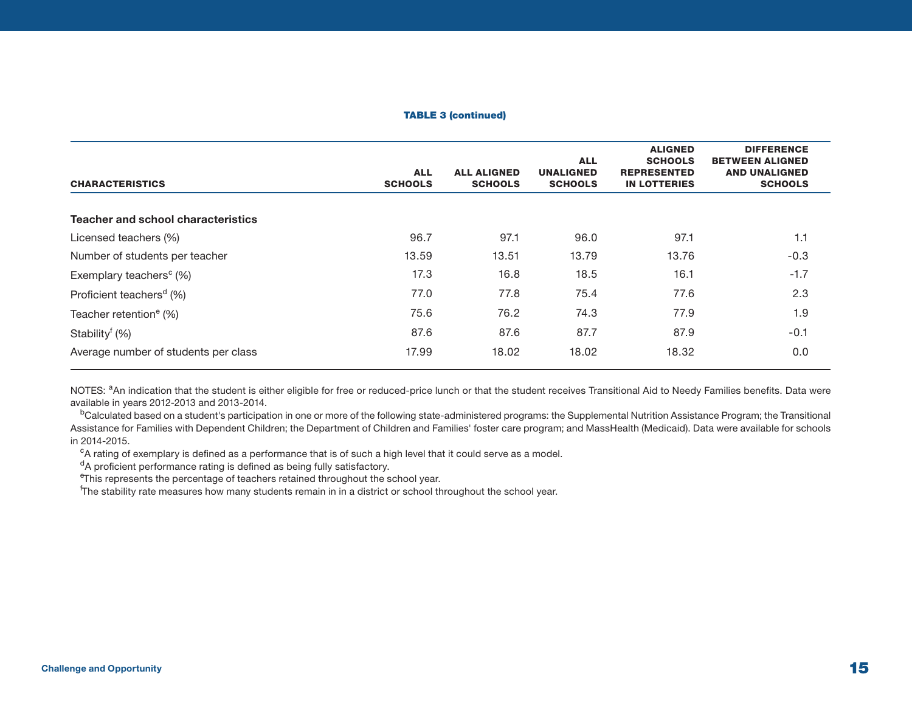**TABLE 3 (continued)**

| CHARACTERISTICS | ALL SCHOOLS | ALL ALIGNED SCHOOLS | ALL UNALIGNED SCHOOLS | ALIGNED SCHOOLS REPRESENTED IN LOTTERIES | DIFFERENCE BETWEEN ALIGNED AND UNALIGNED SCHOOLS |
|---|---|---|---|---|---|
| **Teacher and school characteristics** | | | | | |
| Licensed teachers (%) | 96.7 | 97.1 | 96.0 | 97.1 | 1.1 |
| Number of students per teacher | 13.59 | 13.51 | 13.79 | 13.76 | -0.3 |
| Exemplary teachers[c] (%) | 17.3 | 16.8 | 18.5 | 16.1 | -1.7 |
| Proficient teachers[d] (%) | 77.0 | 77.8 | 75.4 | 77.6 | 2.3 |
| Teacher retention[e] (%) | 75.6 | 76.2 | 74.3 | 77.9 | 1.9 |
| Stability[f] (%) | 87.6 | 87.6 | 87.7 | 87.9 | -0.1 |
| Average number of students per class | 17.99 | 18.02 | 18.02 | 18.32 | 0.0 |

NOTES: [a]An indication that the student is either eligible for free or reduced-price lunch or that the student receives Transitional Aid to Needy Families benefits. Data were available in years 2012-2013 and 2013-2014.

[b]Calculated based on a student's participation in one or more of the following state-administered programs: the Supplemental Nutrition Assistance Program; the Transitional Assistance for Families with Dependent Children; the Department of Children and Families' foster care program; and MassHealth (Medicaid). Data were available for schools in 2014-2015.

[c]A rating of exemplary is defined as a performance that is of such a high level that it could serve as a model.

[d]A proficient performance rating is defined as being fully satisfactory.

[e]This represents the percentage of teachers retained throughout the school year.

[f]The stability rate measures how many students remain in in a district or school throughout the school year.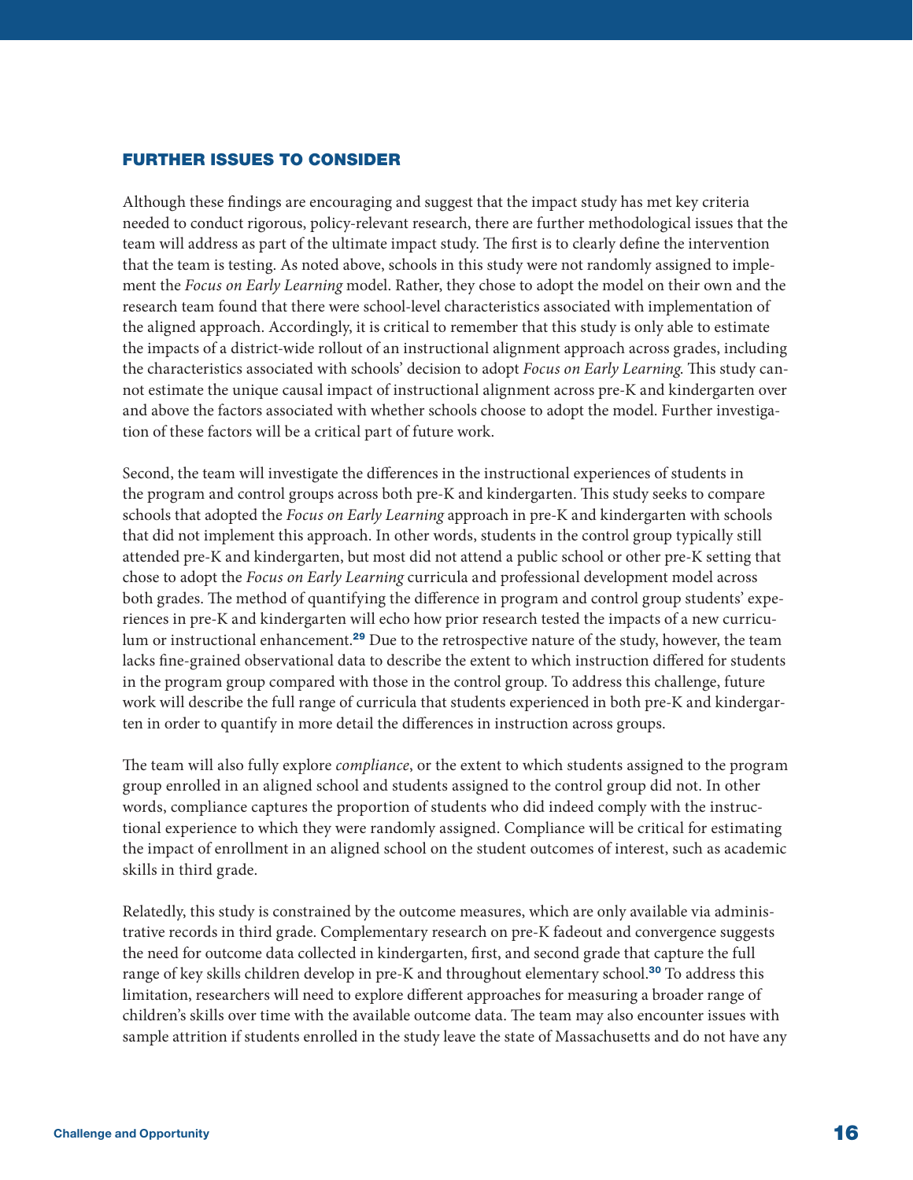## FURTHER ISSUES TO CONSIDER

Although these findings are encouraging and suggest that the impact study has met key criteria needed to conduct rigorous, policy-relevant research, there are further methodological issues that the team will address as part of the ultimate impact study. The first is to clearly define the intervention that the team is testing. As noted above, schools in this study were not randomly assigned to implement the *Focus on Early Learning* model. Rather, they chose to adopt the model on their own and the research team found that there were school-level characteristics associated with implementation of the aligned approach. Accordingly, it is critical to remember that this study is only able to estimate the impacts of a district-wide rollout of an instructional alignment approach across grades, including the characteristics associated with schools' decision to adopt *Focus on Early Learning*. This study cannot estimate the unique causal impact of instructional alignment across pre-K and kindergarten over and above the factors associated with whether schools choose to adopt the model. Further investigation of these factors will be a critical part of future work.

Second, the team will investigate the differences in the instructional experiences of students in the program and control groups across both pre-K and kindergarten. This study seeks to compare schools that adopted the *Focus on Early Learning* approach in pre-K and kindergarten with schools that did not implement this approach. In other words, students in the control group typically still attended pre-K and kindergarten, but most did not attend a public school or other pre-K setting that chose to adopt the *Focus on Early Learning* curricula and professional development model across both grades. The method of quantifying the difference in program and control group students' experiences in pre-K and kindergarten will echo how prior research tested the impacts of a new curriculum or instructional enhancement.[29] Due to the retrospective nature of the study, however, the team lacks fine-grained observational data to describe the extent to which instruction differed for students in the program group compared with those in the control group. To address this challenge, future work will describe the full range of curricula that students experienced in both pre-K and kindergarten in order to quantify in more detail the differences in instruction across groups.

The team will also fully explore *compliance*, or the extent to which students assigned to the program group enrolled in an aligned school and students assigned to the control group did not. In other words, compliance captures the proportion of students who did indeed comply with the instructional experience to which they were randomly assigned. Compliance will be critical for estimating the impact of enrollment in an aligned school on the student outcomes of interest, such as academic skills in third grade.

Relatedly, this study is constrained by the outcome measures, which are only available via administrative records in third grade. Complementary research on pre-K fadeout and convergence suggests the need for outcome data collected in kindergarten, first, and second grade that capture the full range of key skills children develop in pre-K and throughout elementary school.[30] To address this limitation, researchers will need to explore different approaches for measuring a broader range of children's skills over time with the available outcome data. The team may also encounter issues with sample attrition if students enrolled in the study leave the state of Massachusetts and do not have any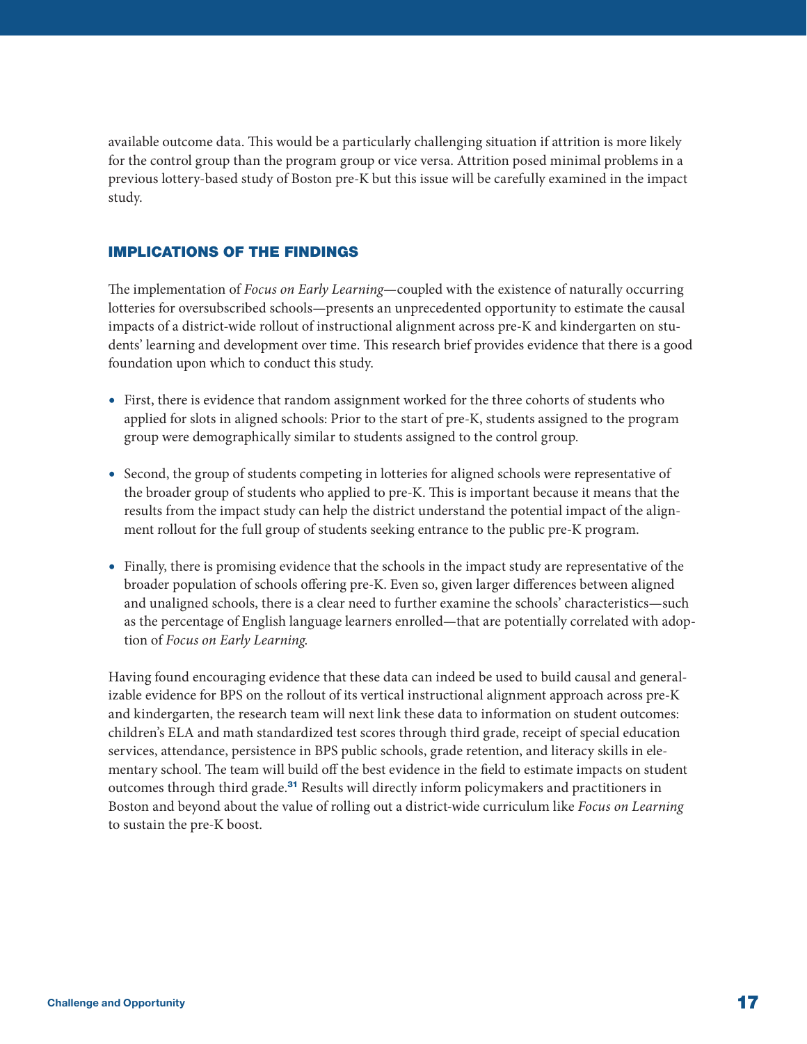available outcome data. This would be a particularly challenging situation if attrition is more likely for the control group than the program group or vice versa. Attrition posed minimal problems in a previous lottery-based study of Boston pre-K but this issue will be carefully examined in the impact study.

## IMPLICATIONS OF THE FINDINGS

The implementation of *Focus on Early Learning*—coupled with the existence of naturally occurring lotteries for oversubscribed schools—presents an unprecedented opportunity to estimate the causal impacts of a district-wide rollout of instructional alignment across pre-K and kindergarten on students' learning and development over time. This research brief provides evidence that there is a good foundation upon which to conduct this study.

- First, there is evidence that random assignment worked for the three cohorts of students who applied for slots in aligned schools: Prior to the start of pre-K, students assigned to the program group were demographically similar to students assigned to the control group.
- Second, the group of students competing in lotteries for aligned schools were representative of the broader group of students who applied to pre-K. This is important because it means that the results from the impact study can help the district understand the potential impact of the alignment rollout for the full group of students seeking entrance to the public pre-K program.
- Finally, there is promising evidence that the schools in the impact study are representative of the broader population of schools offering pre-K. Even so, given larger differences between aligned and unaligned schools, there is a clear need to further examine the schools' characteristics—such as the percentage of English language learners enrolled—that are potentially correlated with adoption of *Focus on Early Learning*.

Having found encouraging evidence that these data can indeed be used to build causal and generalizable evidence for BPS on the rollout of its vertical instructional alignment approach across pre-K and kindergarten, the research team will next link these data to information on student outcomes: children's ELA and math standardized test scores through third grade, receipt of special education services, attendance, persistence in BPS public schools, grade retention, and literacy skills in elementary school. The team will build off the best evidence in the field to estimate impacts on student outcomes through third grade.[31] Results will directly inform policymakers and practitioners in Boston and beyond about the value of rolling out a district-wide curriculum like *Focus on Learning* to sustain the pre-K boost.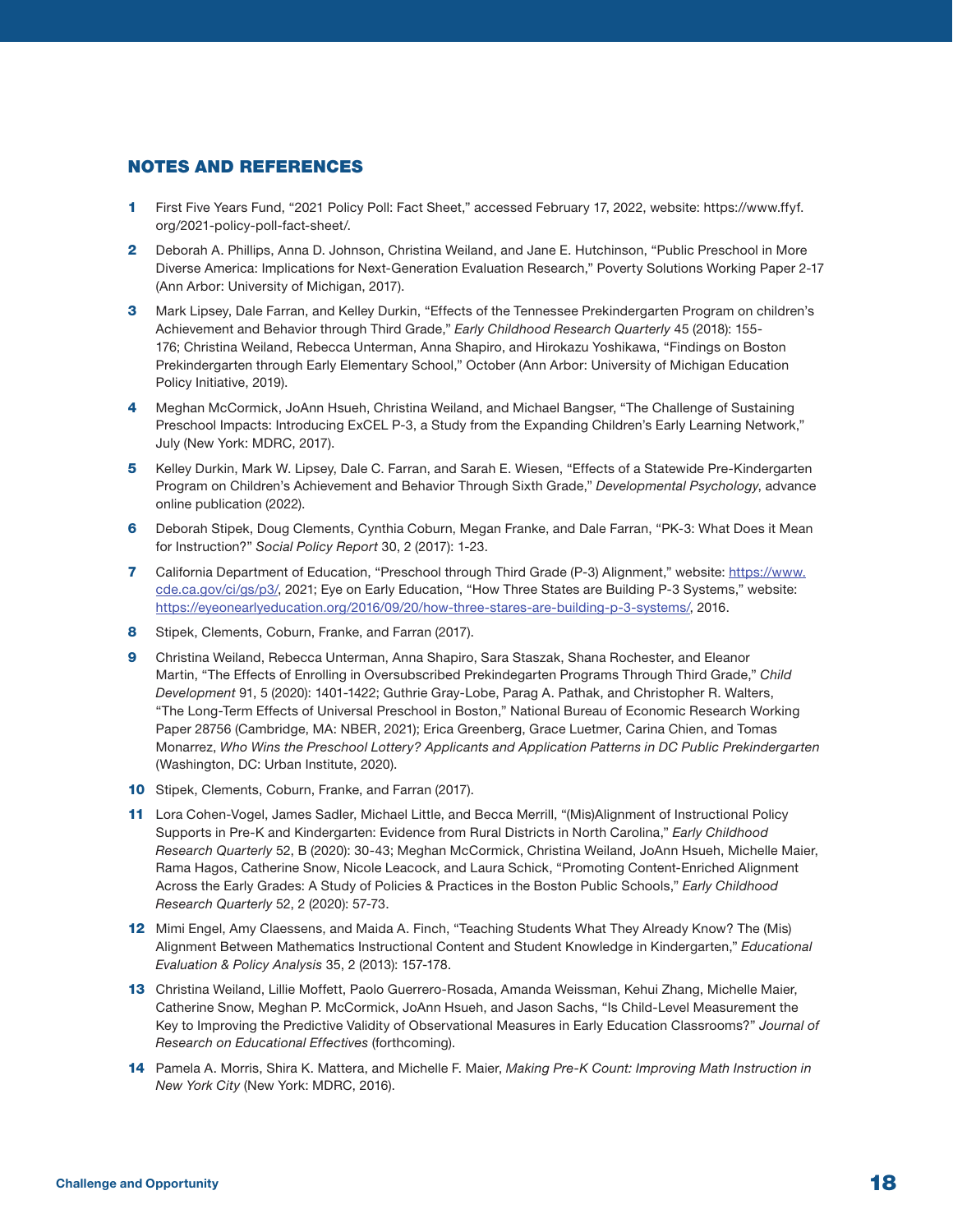## NOTES AND REFERENCES

1. First Five Years Fund, "2021 Policy Poll: Fact Sheet," accessed February 17, 2022, website: https://www.ffyf.org/2021-policy-poll-fact-sheet/.
2. Deborah A. Phillips, Anna D. Johnson, Christina Weiland, and Jane E. Hutchinson, "Public Preschool in More Diverse America: Implications for Next-Generation Evaluation Research," Poverty Solutions Working Paper 2-17 (Ann Arbor: University of Michigan, 2017).
3. Mark Lipsey, Dale Farran, and Kelley Durkin, "Effects of the Tennessee Prekindergarten Program on children's Achievement and Behavior through Third Grade," *Early Childhood Research Quarterly* 45 (2018): 155-176; Christina Weiland, Rebecca Unterman, Anna Shapiro, and Hirokazu Yoshikawa, "Findings on Boston Prekindergarten through Early Elementary School," October (Ann Arbor: University of Michigan Education Policy Initiative, 2019).
4. Meghan McCormick, JoAnn Hsueh, Christina Weiland, and Michael Bangser, "The Challenge of Sustaining Preschool Impacts: Introducing ExCEL P-3, a Study from the Expanding Children's Early Learning Network," July (New York: MDRC, 2017).
5. Kelley Durkin, Mark W. Lipsey, Dale C. Farran, and Sarah E. Wiesen, "Effects of a Statewide Pre-Kindergarten Program on Children's Achievement and Behavior Through Sixth Grade," *Developmental Psychology*, advance online publication (2022).
6. Deborah Stipek, Doug Clements, Cynthia Coburn, Megan Franke, and Dale Farran, "PK-3: What Does it Mean for Instruction?" *Social Policy Report* 30, 2 (2017): 1-23.
7. California Department of Education, "Preschool through Third Grade (P-3) Alignment," website: https://www.cde.ca.gov/ci/gs/p3/, 2021; Eye on Early Education, "How Three States are Building P-3 Systems," website: https://eyeonearlyeducation.org/2016/09/20/how-three-stares-are-building-p-3-systems/, 2016.
8. Stipek, Clements, Coburn, Franke, and Farran (2017).
9. Christina Weiland, Rebecca Unterman, Anna Shapiro, Sara Staszak, Shana Rochester, and Eleanor Martin, "The Effects of Enrolling in Oversubscribed Prekindergarten Programs Through Third Grade," *Child Development* 91, 5 (2020): 1401-1422; Guthrie Gray-Lobe, Parag A. Pathak, and Christopher R. Walters, "The Long-Term Effects of Universal Preschool in Boston," National Bureau of Economic Research Working Paper 28756 (Cambridge, MA: NBER, 2021); Erica Greenberg, Grace Luetmer, Carina Chien, and Tomas Monarrez, *Who Wins the Preschool Lottery? Applicants and Application Patterns in DC Public Prekindergarten* (Washington, DC: Urban Institute, 2020).
10. Stipek, Clements, Coburn, Franke, and Farran (2017).
11. Lora Cohen-Vogel, James Sadler, Michael Little, and Becca Merrill, "(Mis)Alignment of Instructional Policy Supports in Pre-K and Kindergarten: Evidence from Rural Districts in North Carolina," *Early Childhood Research Quarterly* 52, B (2020): 30-43; Meghan McCormick, Christina Weiland, JoAnn Hsueh, Michelle Maier, Rama Hagos, Catherine Snow, Nicole Leacock, and Laura Schick, "Promoting Content-Enriched Alignment Across the Early Grades: A Study of Policies & Practices in the Boston Public Schools," *Early Childhood Research Quarterly* 52, 2 (2020): 57-73.
12. Mimi Engel, Amy Claessens, and Maida A. Finch, "Teaching Students What They Already Know? The (Mis) Alignment Between Mathematics Instructional Content and Student Knowledge in Kindergarten," *Educational Evaluation & Policy Analysis* 35, 2 (2013): 157-178.
13. Christina Weiland, Lillie Moffett, Paolo Guerrero-Rosada, Amanda Weissman, Kehui Zhang, Michelle Maier, Catherine Snow, Meghan P. McCormick, JoAnn Hsueh, and Jason Sachs, "Is Child-Level Measurement the Key to Improving the Predictive Validity of Observational Measures in Early Education Classrooms?" *Journal of Research on Educational Effectives* (forthcoming).
14. Pamela A. Morris, Shira K. Mattera, and Michelle F. Maier, *Making Pre-K Count: Improving Math Instruction in New York City* (New York: MDRC, 2016).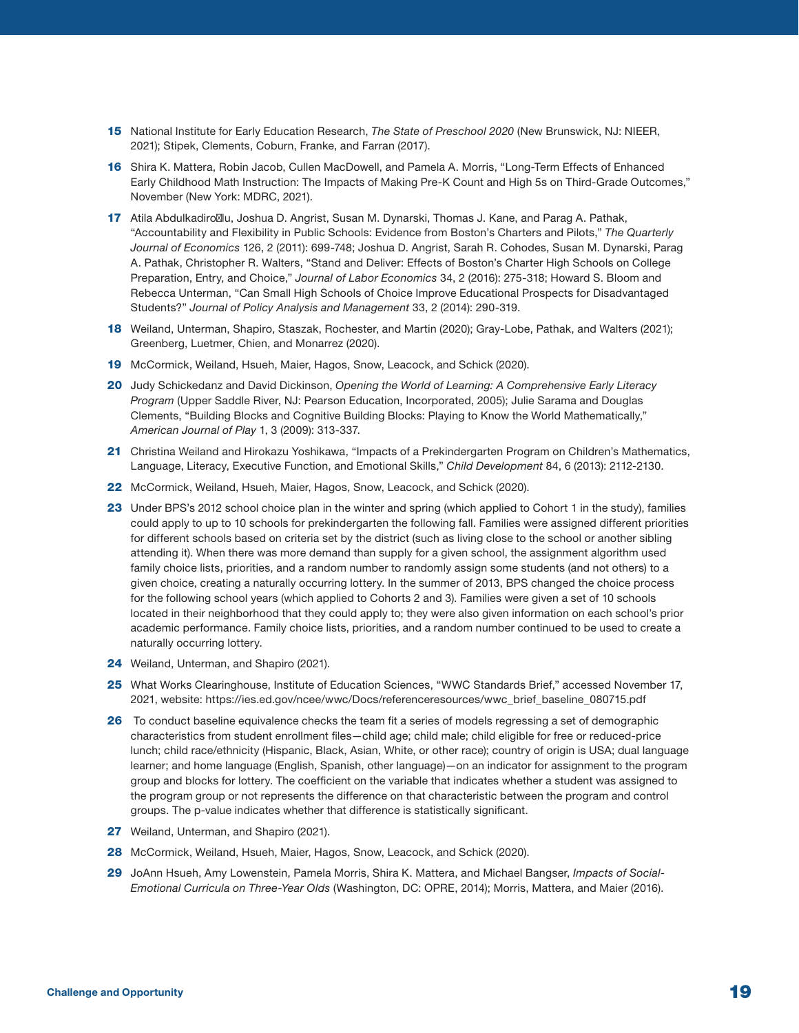15 National Institute for Early Education Research, *The State of Preschool 2020* (New Brunswick, NJ: NIEER, 2021); Stipek, Clements, Coburn, Franke, and Farran (2017).

16 Shira K. Mattera, Robin Jacob, Cullen MacDowell, and Pamela A. Morris, "Long-Term Effects of Enhanced Early Childhood Math Instruction: The Impacts of Making Pre-K Count and High 5s on Third-Grade Outcomes," November (New York: MDRC, 2021).

17 Atila Abdulkadiroğlu, Joshua D. Angrist, Susan M. Dynarski, Thomas J. Kane, and Parag A. Pathak, "Accountability and Flexibility in Public Schools: Evidence from Boston's Charters and Pilots," *The Quarterly Journal of Economics* 126, 2 (2011): 699-748; Joshua D. Angrist, Sarah R. Cohodes, Susan M. Dynarski, Parag A. Pathak, Christopher R. Walters, "Stand and Deliver: Effects of Boston's Charter High Schools on College Preparation, Entry, and Choice," *Journal of Labor Economics* 34, 2 (2016): 275-318; Howard S. Bloom and Rebecca Unterman, "Can Small High Schools of Choice Improve Educational Prospects for Disadvantaged Students?" *Journal of Policy Analysis and Management* 33, 2 (2014): 290-319.

18 Weiland, Unterman, Shapiro, Staszak, Rochester, and Martin (2020); Gray-Lobe, Pathak, and Walters (2021); Greenberg, Luetmer, Chien, and Monarrez (2020).

19 McCormick, Weiland, Hsueh, Maier, Hagos, Snow, Leacock, and Schick (2020).

20 Judy Schickedanz and David Dickinson, *Opening the World of Learning: A Comprehensive Early Literacy Program* (Upper Saddle River, NJ: Pearson Education, Incorporated, 2005); Julie Sarama and Douglas Clements, "Building Blocks and Cognitive Building Blocks: Playing to Know the World Mathematically," *American Journal of Play* 1, 3 (2009): 313-337.

21 Christina Weiland and Hirokazu Yoshikawa, "Impacts of a Prekindergarten Program on Children's Mathematics, Language, Literacy, Executive Function, and Emotional Skills," *Child Development* 84, 6 (2013): 2112-2130.

22 McCormick, Weiland, Hsueh, Maier, Hagos, Snow, Leacock, and Schick (2020).

23 Under BPS's 2012 school choice plan in the winter and spring (which applied to Cohort 1 in the study), families could apply to up to 10 schools for prekindergarten the following fall. Families were assigned different priorities for different schools based on criteria set by the district (such as living close to the school or another sibling attending it). When there was more demand than supply for a given school, the assignment algorithm used family choice lists, priorities, and a random number to randomly assign some students (and not others) to a given choice, creating a naturally occurring lottery. In the summer of 2013, BPS changed the choice process for the following school years (which applied to Cohorts 2 and 3). Families were given a set of 10 schools located in their neighborhood that they could apply to; they were also given information on each school's prior academic performance. Family choice lists, priorities, and a random number continued to be used to create a naturally occurring lottery.

24 Weiland, Unterman, and Shapiro (2021).

25 What Works Clearinghouse, Institute of Education Sciences, "WWC Standards Brief," accessed November 17, 2021, website: https://ies.ed.gov/ncee/wwc/Docs/referenceresources/wwc_brief_baseline_080715.pdf

26 To conduct baseline equivalence checks the team fit a series of models regressing a set of demographic characteristics from student enrollment files—child age; child male; child eligible for free or reduced-price lunch; child race/ethnicity (Hispanic, Black, Asian, White, or other race); country of origin is USA; dual language learner; and home language (English, Spanish, other language)—on an indicator for assignment to the program group and blocks for lottery. The coefficient on the variable that indicates whether a student was assigned to the program group or not represents the difference on that characteristic between the program and control groups. The p-value indicates whether that difference is statistically significant.

27 Weiland, Unterman, and Shapiro (2021).

28 McCormick, Weiland, Hsueh, Maier, Hagos, Snow, Leacock, and Schick (2020).

29 JoAnn Hsueh, Amy Lowenstein, Pamela Morris, Shira K. Mattera, and Michael Bangser, *Impacts of Social-Emotional Curricula on Three-Year Olds* (Washington, DC: OPRE, 2014); Morris, Mattera, and Maier (2016).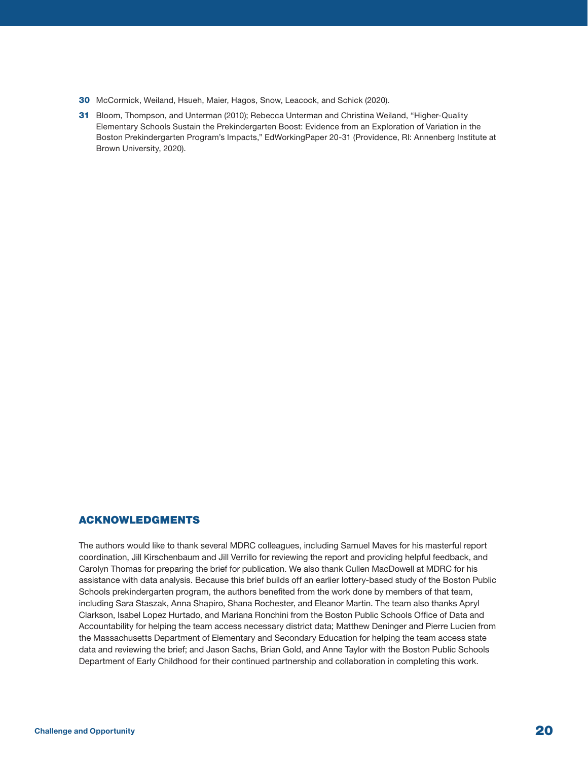30 McCormick, Weiland, Hsueh, Maier, Hagos, Snow, Leacock, and Schick (2020).

31 Bloom, Thompson, and Unterman (2010); Rebecca Unterman and Christina Weiland, "Higher-Quality Elementary Schools Sustain the Prekindergarten Boost: Evidence from an Exploration of Variation in the Boston Prekindergarten Program's Impacts," EdWorkingPaper 20-31 (Providence, RI: Annenberg Institute at Brown University, 2020).

## ACKNOWLEDGMENTS

The authors would like to thank several MDRC colleagues, including Samuel Maves for his masterful report coordination, Jill Kirschenbaum and Jill Verrillo for reviewing the report and providing helpful feedback, and Carolyn Thomas for preparing the brief for publication. We also thank Cullen MacDowell at MDRC for his assistance with data analysis. Because this brief builds off an earlier lottery-based study of the Boston Public Schools prekindergarten program, the authors benefited from the work done by members of that team, including Sara Staszak, Anna Shapiro, Shana Rochester, and Eleanor Martin. The team also thanks Apryl Clarkson, Isabel Lopez Hurtado, and Mariana Ronchini from the Boston Public Schools Office of Data and Accountability for helping the team access necessary district data; Matthew Deninger and Pierre Lucien from the Massachusetts Department of Elementary and Secondary Education for helping the team access state data and reviewing the brief; and Jason Sachs, Brian Gold, and Anne Taylor with the Boston Public Schools Department of Early Childhood for their continued partnership and collaboration in completing this work.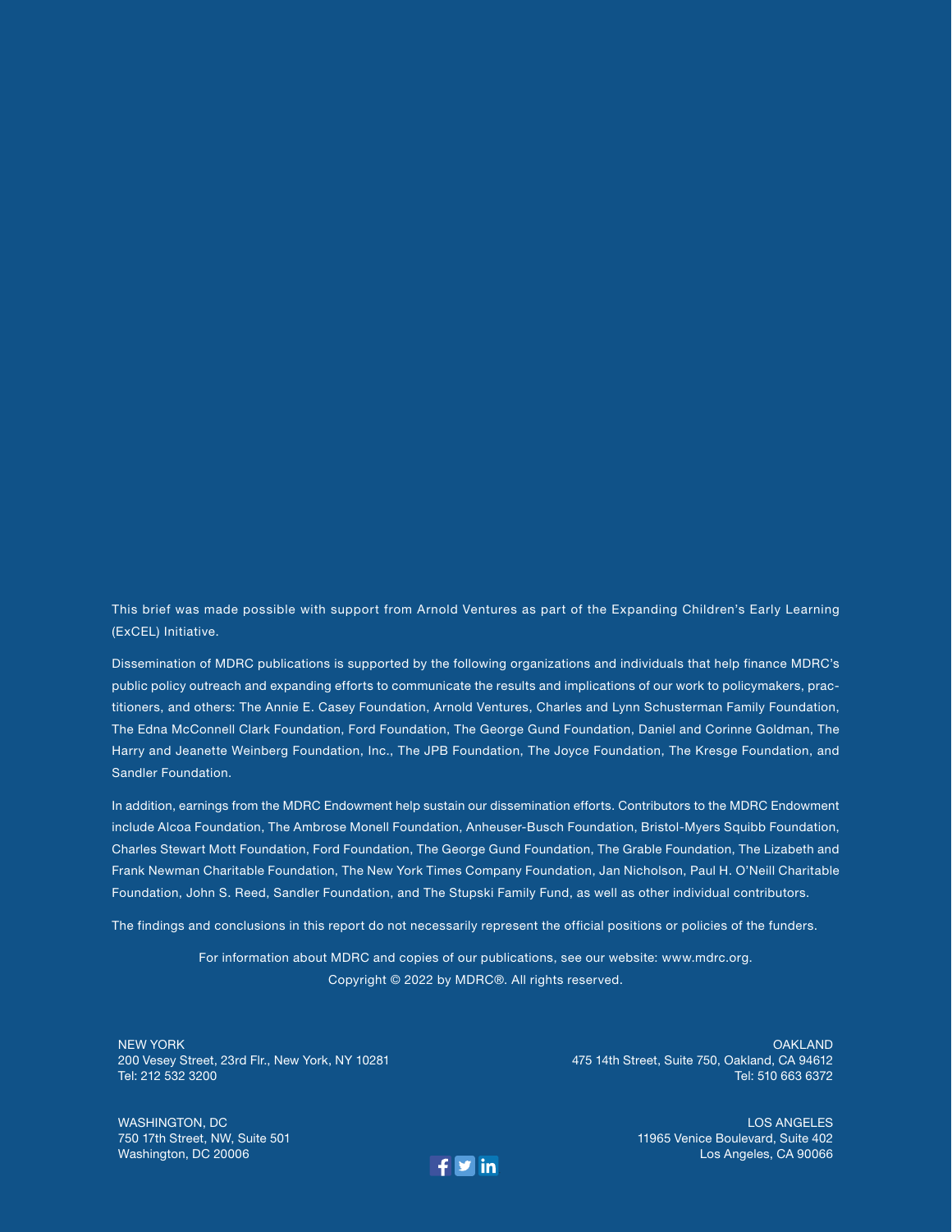This brief was made possible with support from Arnold Ventures as part of the Expanding Children's Early Learning (ExCEL) Initiative.

Dissemination of MDRC publications is supported by the following organizations and individuals that help finance MDRC's public policy outreach and expanding efforts to communicate the results and implications of our work to policymakers, practitioners, and others: The Annie E. Casey Foundation, Arnold Ventures, Charles and Lynn Schusterman Family Foundation, The Edna McConnell Clark Foundation, Ford Foundation, The George Gund Foundation, Daniel and Corinne Goldman, The Harry and Jeanette Weinberg Foundation, Inc., The JPB Foundation, The Joyce Foundation, The Kresge Foundation, and Sandler Foundation.

In addition, earnings from the MDRC Endowment help sustain our dissemination efforts. Contributors to the MDRC Endowment include Alcoa Foundation, The Ambrose Monell Foundation, Anheuser-Busch Foundation, Bristol-Myers Squibb Foundation, Charles Stewart Mott Foundation, Ford Foundation, The George Gund Foundation, The Grable Foundation, The Lizabeth and Frank Newman Charitable Foundation, The New York Times Company Foundation, Jan Nicholson, Paul H. O'Neill Charitable Foundation, John S. Reed, Sandler Foundation, and The Stupski Family Fund, as well as other individual contributors.

The findings and conclusions in this report do not necessarily represent the official positions or policies of the funders.

For information about MDRC and copies of our publications, see our website: www.mdrc.org.
Copyright © 2022 by MDRC®. All rights reserved.

NEW YORK
200 Vesey Street, 23rd Flr., New York, NY 10281
Tel: 212 532 3200

OAKLAND
475 14th Street, Suite 750, Oakland, CA 94612
Tel: 510 663 6372

WASHINGTON, DC
750 17th Street, NW, Suite 501
Washington, DC 20006

LOS ANGELES
11965 Venice Boulevard, Suite 402
Los Angeles, CA 90066